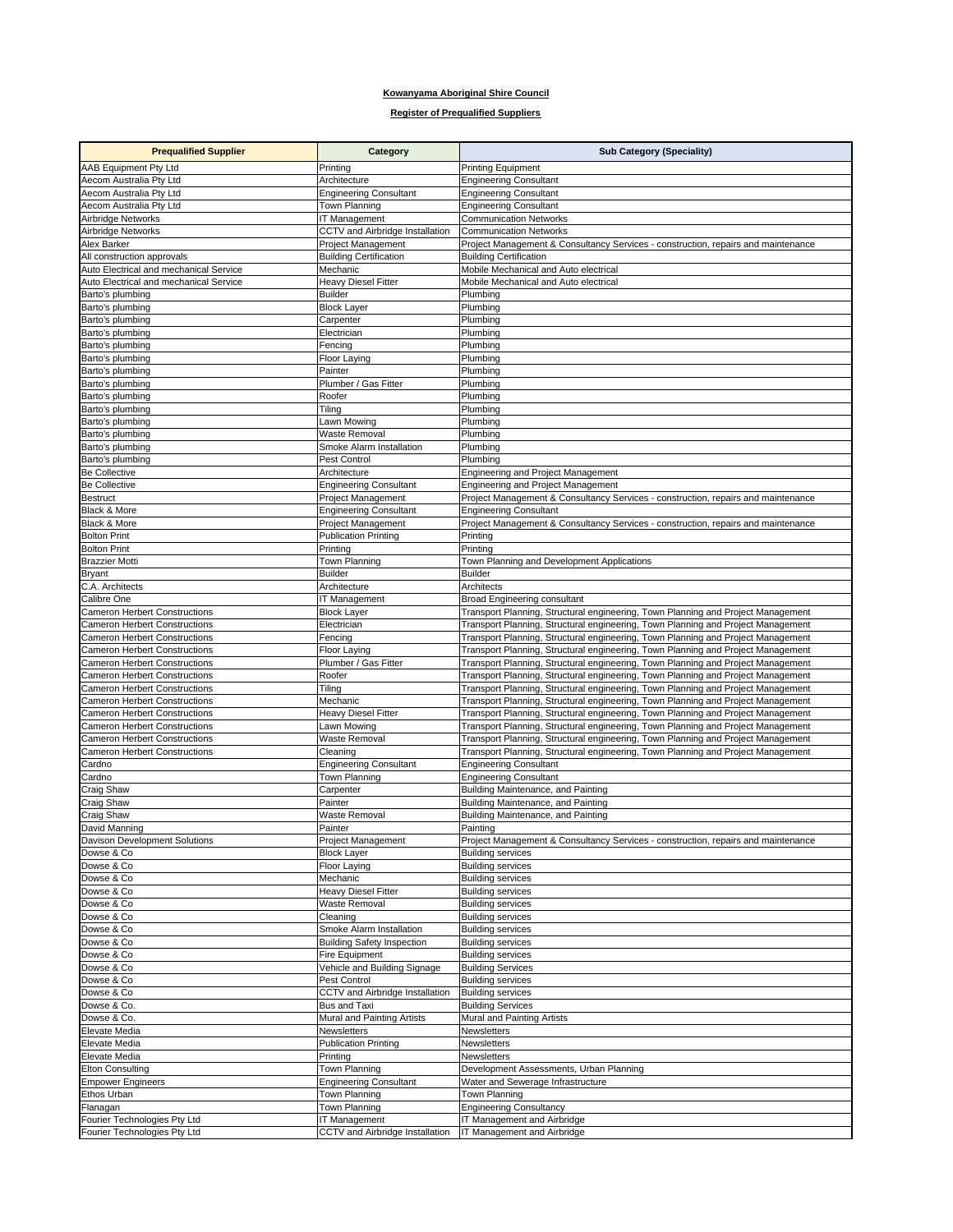**Kowanyama Aboriginal Shire Council**

**Register of Prequalified Suppliers**

| Prequalified Supplier | Category | Sub Category (Speciality) |
| --- | --- | --- |
| AAB Equipment Pty Ltd | Printing | Printing Equipment |
| Aecom Australia Pty Ltd | Architecture | Engineering Consultant |
| Aecom Australia Pty Ltd | Engineering Consultant | Engineering Consultant |
| Aecom Australia Pty Ltd | Town Planning | Engineering Consultant |
| Airbridge Networks | IT Management | Communication Networks |
| Airbridge Networks | CCTV and Airbridge Installation | Communication Networks |
| Alex Barker | Project Management | Project Management & Consultancy Services - construction, repairs and maintenance |
| All construction approvals | Building Certification | Building Certification |
| Auto Electrical and mechanical Service | Mechanic | Mobile Mechanical and Auto electrical |
| Auto Electrical and mechanical Service | Heavy Diesel Fitter | Mobile Mechanical and Auto electrical |
| Barto's plumbing | Builder | Plumbing |
| Barto's plumbing | Block Layer | Plumbing |
| Barto's plumbing | Carpenter | Plumbing |
| Barto's plumbing | Electrician | Plumbing |
| Barto's plumbing | Fencing | Plumbing |
| Barto's plumbing | Floor Laying | Plumbing |
| Barto's plumbing | Painter | Plumbing |
| Barto's plumbing | Plumber / Gas Fitter | Plumbing |
| Barto's plumbing | Roofer | Plumbing |
| Barto's plumbing | Tiling | Plumbing |
| Barto's plumbing | Lawn Mowing | Plumbing |
| Barto's plumbing | Waste Removal | Plumbing |
| Barto's plumbing | Smoke Alarm Installation | Plumbing |
| Barto's plumbing | Pest Control | Plumbing |
| Be Collective | Architecture | Engineering and Project Management |
| Be Collective | Engineering Consultant | Engineering and Project Management |
| Bestruct | Project Management | Project Management & Consultancy Services - construction, repairs and maintenance |
| Black & More | Engineering Consultant | Engineering Consultant |
| Black & More | Project Management | Project Management & Consultancy Services - construction, repairs and maintenance |
| Bolton Print | Publication Printing | Printing |
| Bolton Print | Printing | Printing |
| Brazzier Motti | Town Planning | Town Planning and Development Applications |
| Bryant | Builder | Builder |
| C.A. Architects | Architecture | Architects |
| Calibre One | IT Management | Broad Engineering consultant |
| Cameron Herbert Constructions | Block Layer | Transport Planning, Structural engineering, Town Planning and Project Management |
| Cameron Herbert Constructions | Electrician | Transport Planning, Structural engineering, Town Planning and Project Management |
| Cameron Herbert Constructions | Fencing | Transport Planning, Structural engineering, Town Planning and Project Management |
| Cameron Herbert Constructions | Floor Laying | Transport Planning, Structural engineering, Town Planning and Project Management |
| Cameron Herbert Constructions | Plumber / Gas Fitter | Transport Planning, Structural engineering, Town Planning and Project Management |
| Cameron Herbert Constructions | Roofer | Transport Planning, Structural engineering, Town Planning and Project Management |
| Cameron Herbert Constructions | Tiling | Transport Planning, Structural engineering, Town Planning and Project Management |
| Cameron Herbert Constructions | Mechanic | Transport Planning, Structural engineering, Town Planning and Project Management |
| Cameron Herbert Constructions | Heavy Diesel Fitter | Transport Planning, Structural engineering, Town Planning and Project Management |
| Cameron Herbert Constructions | Lawn Mowing | Transport Planning, Structural engineering, Town Planning and Project Management |
| Cameron Herbert Constructions | Waste Removal | Transport Planning, Structural engineering, Town Planning and Project Management |
| Cameron Herbert Constructions | Cleaning | Transport Planning, Structural engineering, Town Planning and Project Management |
| Cardno | Engineering Consultant | Engineering Consultant |
| Cardno | Town Planning | Engineering Consultant |
| Craig Shaw | Carpenter | Building Maintenance, and Painting |
| Craig Shaw | Painter | Building Maintenance, and Painting |
| Craig Shaw | Waste Removal | Building Maintenance, and Painting |
| David Manning | Painter | Painting |
| Davison Development Solutions | Project Management | Project Management & Consultancy Services - construction, repairs and maintenance |
| Dowse & Co | Block Layer | Building services |
| Dowse & Co | Floor Laying | Building services |
| Dowse & Co | Mechanic | Building services |
| Dowse & Co | Heavy Diesel Fitter | Building services |
| Dowse & Co | Waste Removal | Building services |
| Dowse & Co | Cleaning | Building services |
| Dowse & Co | Smoke Alarm Installation | Building services |
| Dowse & Co | Building Safety Inspection | Building services |
| Dowse & Co | Fire Equipment | Building services |
| Dowse & Co | Vehicle and Building Signage | Building Services |
| Dowse & Co | Pest Control | Building services |
| Dowse & Co | CCTV and Airbridge Installation | Building services |
| Dowse & Co. | Bus and Taxi | Building Services |
| Dowse & Co. | Mural and Painting Artists | Mural and Painting Artists |
| Elevate Media | Newsletters | Newsletters |
| Elevate Media | Publication Printing | Newsletters |
| Elevate Media | Printing | Newsletters |
| Elton Consulting | Town Planning | Development Assessments, Urban Planning |
| Empower Engineers | Engineering Consultant | Water and Sewerage Infrastructure |
| Ethos Urban | Town Planning | Town Planning |
| Flanagan | Town Planning | Engineering Consultancy |
| Fourier Technologies Pty Ltd | IT Management | IT Management and Airbridge |
| Fourier Technologies Pty Ltd | CCTV and Airbridge Installation | IT Management and Airbridge |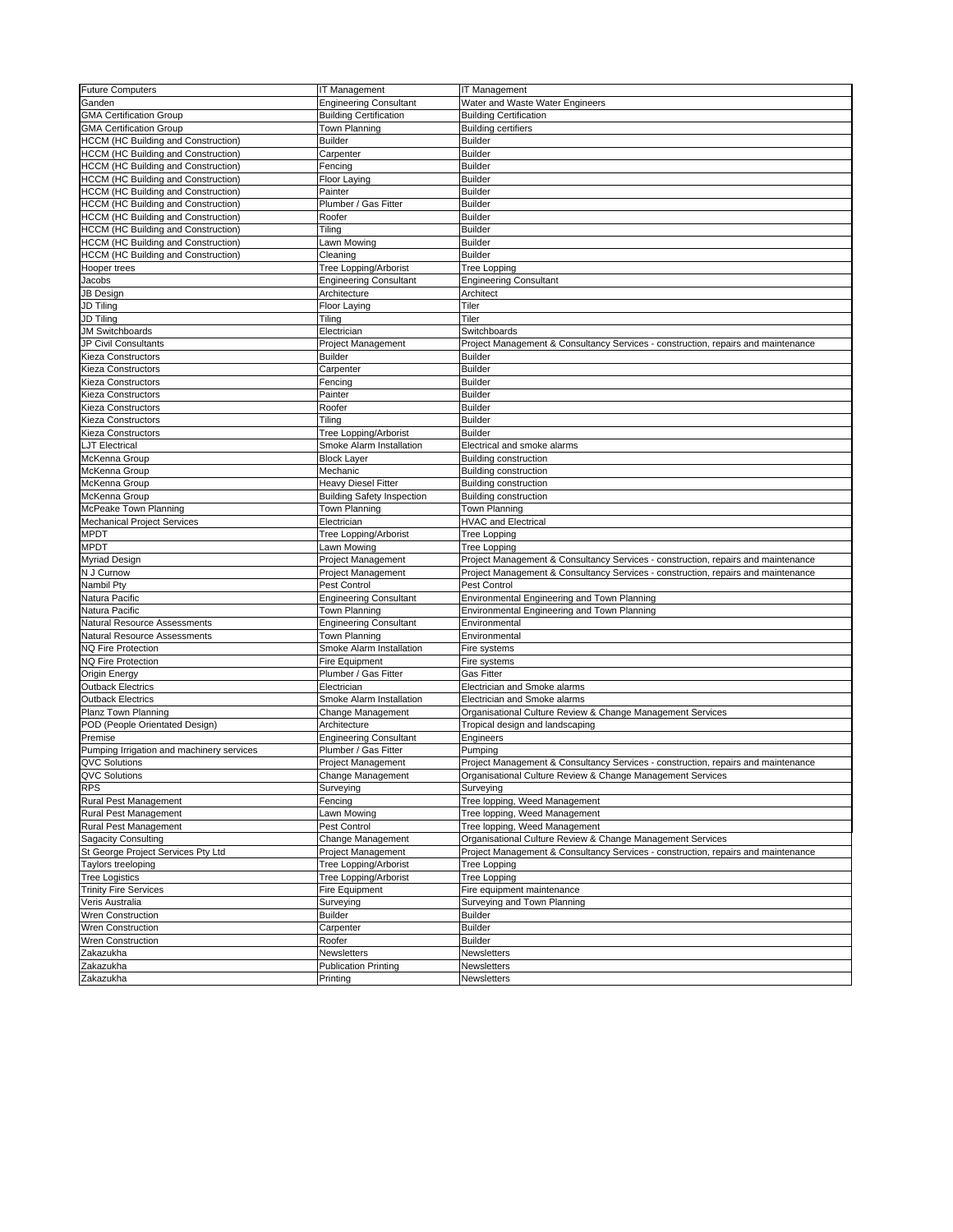| | | |
|---|---|---|
| Future Computers | IT Management | IT Management |
| Ganden | Engineering Consultant | Water and Waste Water Engineers |
| GMA Certification Group | Building Certification | Building Certification |
| GMA Certification Group | Town Planning | Building certifiers |
| HCCM (HC Building and Construction) | Builder | Builder |
| HCCM (HC Building and Construction) | Carpenter | Builder |
| HCCM (HC Building and Construction) | Fencing | Builder |
| HCCM (HC Building and Construction) | Floor Laying | Builder |
| HCCM (HC Building and Construction) | Painter | Builder |
| HCCM (HC Building and Construction) | Plumber / Gas Fitter | Builder |
| HCCM (HC Building and Construction) | Roofer | Builder |
| HCCM (HC Building and Construction) | Tiling | Builder |
| HCCM (HC Building and Construction) | Lawn Mowing | Builder |
| HCCM (HC Building and Construction) | Cleaning | Builder |
| Hooper trees | Tree Lopping/Arborist | Tree Lopping |
| Jacobs | Engineering Consultant | Engineering Consultant |
| JB Design | Architecture | Architect |
| JD Tiling | Floor Laying | Tiler |
| JD Tiling | Tiling | Tiler |
| JM Switchboards | Electrician | Switchboards |
| JP Civil Consultants | Project Management | Project Management & Consultancy Services - construction, repairs and maintenance |
| Kieza Constructors | Builder | Builder |
| Kieza Constructors | Carpenter | Builder |
| Kieza Constructors | Fencing | Builder |
| Kieza Constructors | Painter | Builder |
| Kieza Constructors | Roofer | Builder |
| Kieza Constructors | Tiling | Builder |
| Kieza Constructors | Tree Lopping/Arborist | Builder |
| LJT Electrical | Smoke Alarm Installation | Electrical and smoke alarms |
| McKenna Group | Block Layer | Building construction |
| McKenna Group | Mechanic | Building construction |
| McKenna Group | Heavy Diesel Fitter | Building construction |
| McKenna Group | Building Safety Inspection | Building construction |
| McPeake Town Planning | Town Planning | Town Planning |
| Mechanical Project Services | Electrician | HVAC and Electrical |
| MPDT | Tree Lopping/Arborist | Tree Lopping |
| MPDT | Lawn Mowing | Tree Lopping |
| Myriad Design | Project Management | Project Management & Consultancy Services - construction, repairs and maintenance |
| N J Curnow | Project Management | Project Management & Consultancy Services - construction, repairs and maintenance |
| Nambil Pty | Pest Control | Pest Control |
| Natura Pacific | Engineering Consultant | Environmental Engineering and Town Planning |
| Natura Pacific | Town Planning | Environmental Engineering and Town Planning |
| Natural Resource Assessments | Engineering Consultant | Environmental |
| Natural Resource Assessments | Town Planning | Environmental |
| NQ Fire Protection | Smoke Alarm Installation | Fire systems |
| NQ Fire Protection | Fire Equipment | Fire systems |
| Origin Energy | Plumber / Gas Fitter | Gas Fitter |
| Outback Electrics | Electrician | Electrician and Smoke alarms |
| Outback Electrics | Smoke Alarm Installation | Electrician and Smoke alarms |
| Planz Town Planning | Change Management | Organisational Culture Review & Change Management Services |
| POD (People Orientated Design) | Architecture | Tropical design and landscaping |
| Premise | Engineering Consultant | Engineers |
| Pumping Irrigation and machinery services | Plumber / Gas Fitter | Pumping |
| QVC Solutions | Project Management | Project Management & Consultancy Services - construction, repairs and maintenance |
| QVC Solutions | Change Management | Organisational Culture Review & Change Management Services |
| RPS | Surveying | Surveying |
| Rural Pest Management | Fencing | Tree lopping, Weed Management |
| Rural Pest Management | Lawn Mowing | Tree lopping, Weed Management |
| Rural Pest Management | Pest Control | Tree lopping, Weed Management |
| Sagacity Consulting | Change Management | Organisational Culture Review & Change Management Services |
| St George Project Services Pty Ltd | Project Management | Project Management & Consultancy Services - construction, repairs and maintenance |
| Taylors treeloping | Tree Lopping/Arborist | Tree Lopping |
| Tree Logistics | Tree Lopping/Arborist | Tree Lopping |
| Trinity Fire Services | Fire Equipment | Fire equipment maintenance |
| Veris Australia | Surveying | Surveying and Town Planning |
| Wren Construction | Builder | Builder |
| Wren Construction | Carpenter | Builder |
| Wren Construction | Roofer | Builder |
| Zakazukha | Newsletters | Newsletters |
| Zakazukha | Publication Printing | Newsletters |
| Zakazukha | Printing | Newsletters |